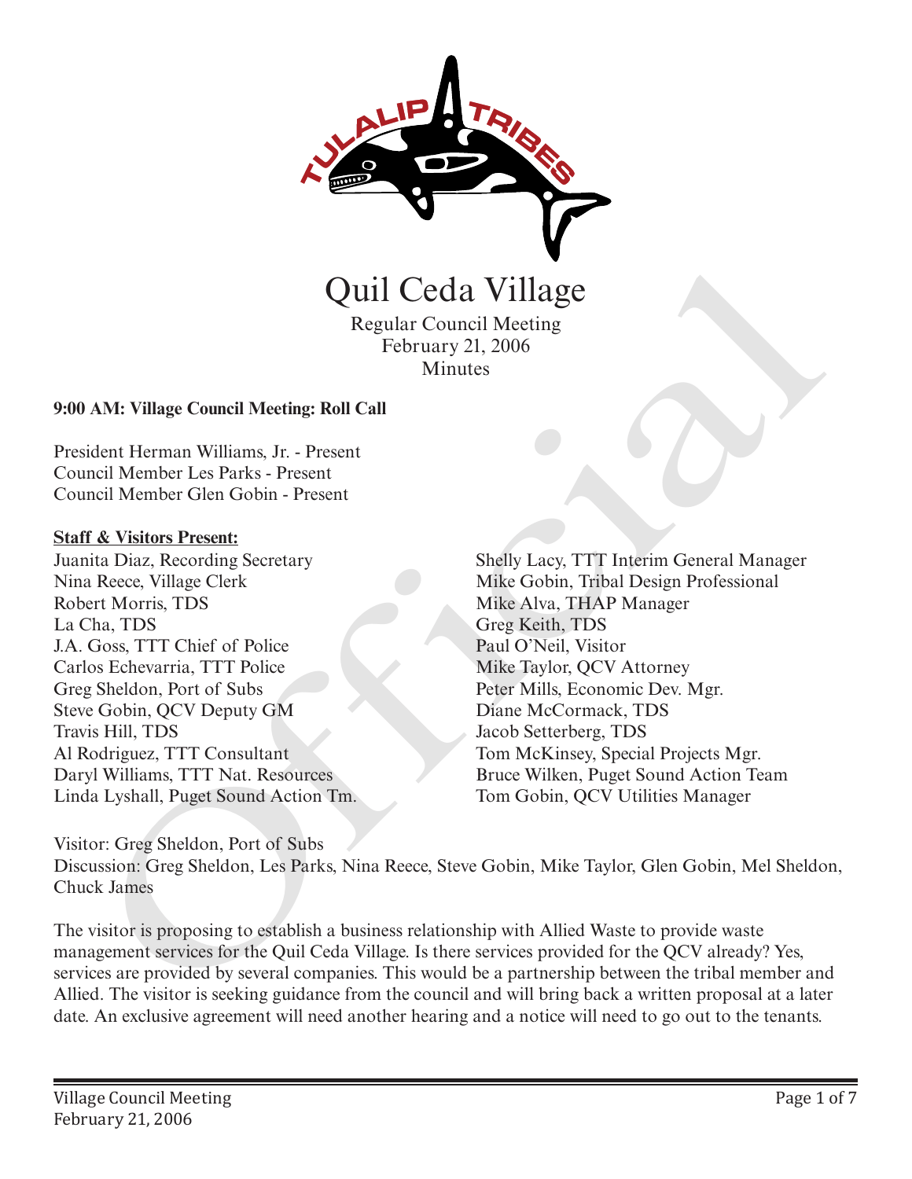# Quil Ceda Village

Regular Council Meeting
February 21, 2006
Minutes

**9:00 AM: Village Council Meeting: Roll Call**

President Herman Williams, Jr. - Present
Council Member Les Parks - Present
Council Member Glen Gobin - Present

**Staff & Visitors Present:**

Juanita Diaz, Recording Secretary
Nina Reece, Village Clerk
Robert Morris, TDS
La Cha, TDS
J.A. Goss, TTT Chief of Police
Carlos Echevarria, TTT Police
Greg Sheldon, Port of Subs
Steve Gobin, QCV Deputy GM
Travis Hill, TDS
Al Rodriguez, TTT Consultant
Daryl Williams, TTT Nat. Resources
Linda Lyshall, Puget Sound Action Tm.
Shelly Lacy, TTT Interim General Manager
Mike Gobin, Tribal Design Professional
Mike Alva, THAP Manager
Greg Keith, TDS
Paul O'Neil, Visitor
Mike Taylor, QCV Attorney
Peter Mills, Economic Dev. Mgr.
Diane McCormack, TDS
Jacob Setterberg, TDS
Tom McKinsey, Special Projects Mgr.
Bruce Wilken, Puget Sound Action Team
Tom Gobin, QCV Utilities Manager

Visitor: Greg Sheldon, Port of Subs
Discussion: Greg Sheldon, Les Parks, Nina Reece, Steve Gobin, Mike Taylor, Glen Gobin, Mel Sheldon, Chuck James

The visitor is proposing to establish a business relationship with Allied Waste to provide waste management services for the Quil Ceda Village. Is there services provided for the QCV already? Yes, services are provided by several companies. This would be a partnership between the tribal member and Allied. The visitor is seeking guidance from the council and will bring back a written proposal at a later date. An exclusive agreement will need another hearing and a notice will need to go out to the tenants.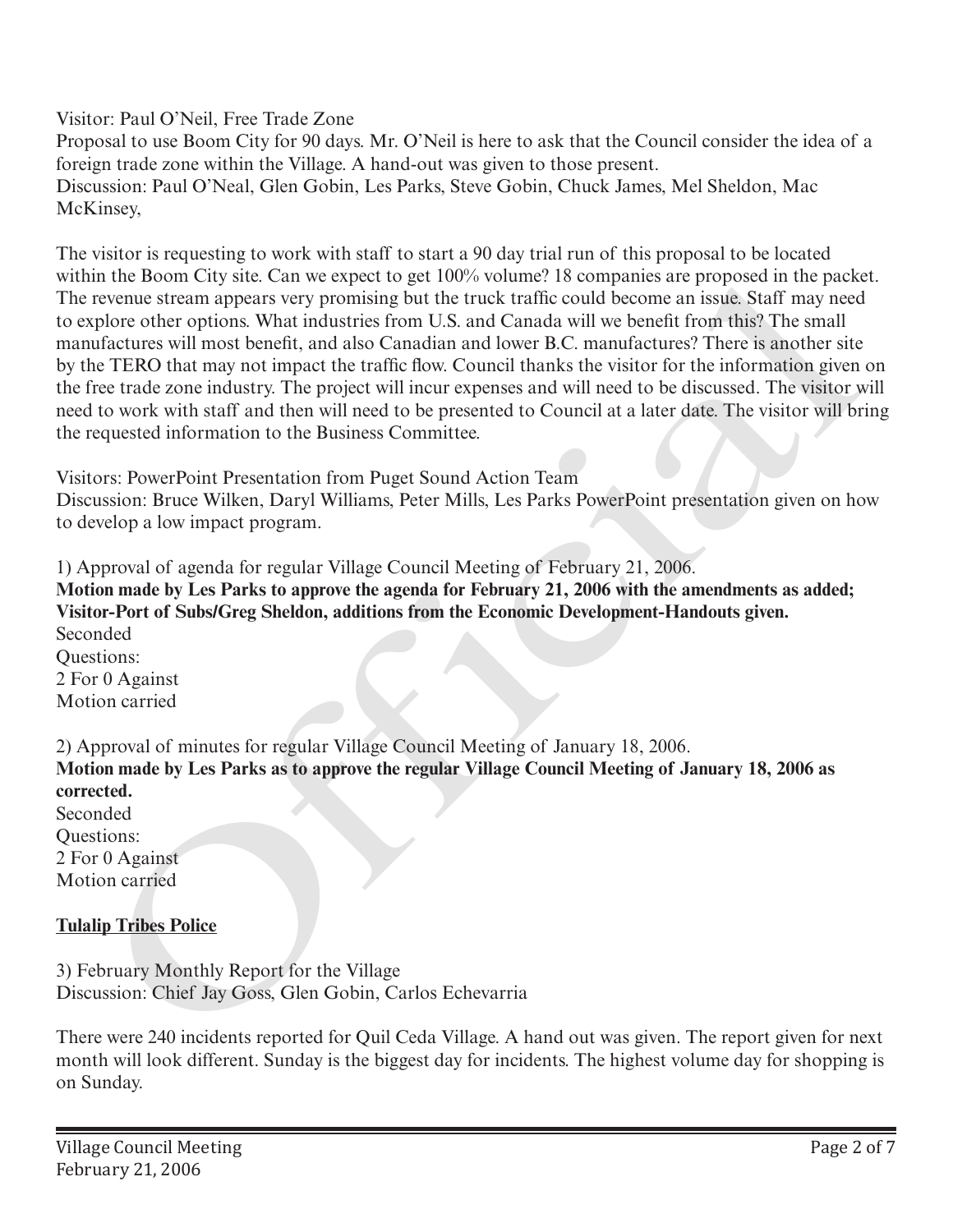Visitor: Paul O'Neil, Free Trade Zone
Proposal to use Boom City for 90 days. Mr. O'Neil is here to ask that the Council consider the idea of a foreign trade zone within the Village. A hand-out was given to those present.
Discussion: Paul O'Neal, Glen Gobin, Les Parks, Steve Gobin, Chuck James, Mel Sheldon, Mac McKinsey,

The visitor is requesting to work with staff to start a 90 day trial run of this proposal to be located within the Boom City site. Can we expect to get 100% volume? 18 companies are proposed in the packet. The revenue stream appears very promising but the truck traffic could become an issue. Staff may need to explore other options. What industries from U.S. and Canada will we benefit from this? The small manufactures will most benefit, and also Canadian and lower B.C. manufactures? There is another site by the TERO that may not impact the traffic flow. Council thanks the visitor for the information given on the free trade zone industry. The project will incur expenses and will need to be discussed. The visitor will need to work with staff and then will need to be presented to Council at a later date. The visitor will bring the requested information to the Business Committee.

Visitors: PowerPoint Presentation from Puget Sound Action Team
Discussion: Bruce Wilken, Daryl Williams, Peter Mills, Les Parks PowerPoint presentation given on how to develop a low impact program.

1) Approval of agenda for regular Village Council Meeting of February 21, 2006.
**Motion made by Les Parks to approve the agenda for February 21, 2006 with the amendments as added; Visitor-Port of Subs/Greg Sheldon, additions from the Economic Development-Handouts given.**
Seconded
Questions:
2 For 0 Against
Motion carried

2) Approval of minutes for regular Village Council Meeting of January 18, 2006.
**Motion made by Les Parks as to approve the regular Village Council Meeting of January 18, 2006 as corrected.**
Seconded
Questions:
2 For 0 Against
Motion carried

**Tulalip Tribes Police**

3) February Monthly Report for the Village
Discussion: Chief Jay Goss, Glen Gobin, Carlos Echevarria

There were 240 incidents reported for Quil Ceda Village. A hand out was given. The report given for next month will look different. Sunday is the biggest day for incidents. The highest volume day for shopping is on Sunday.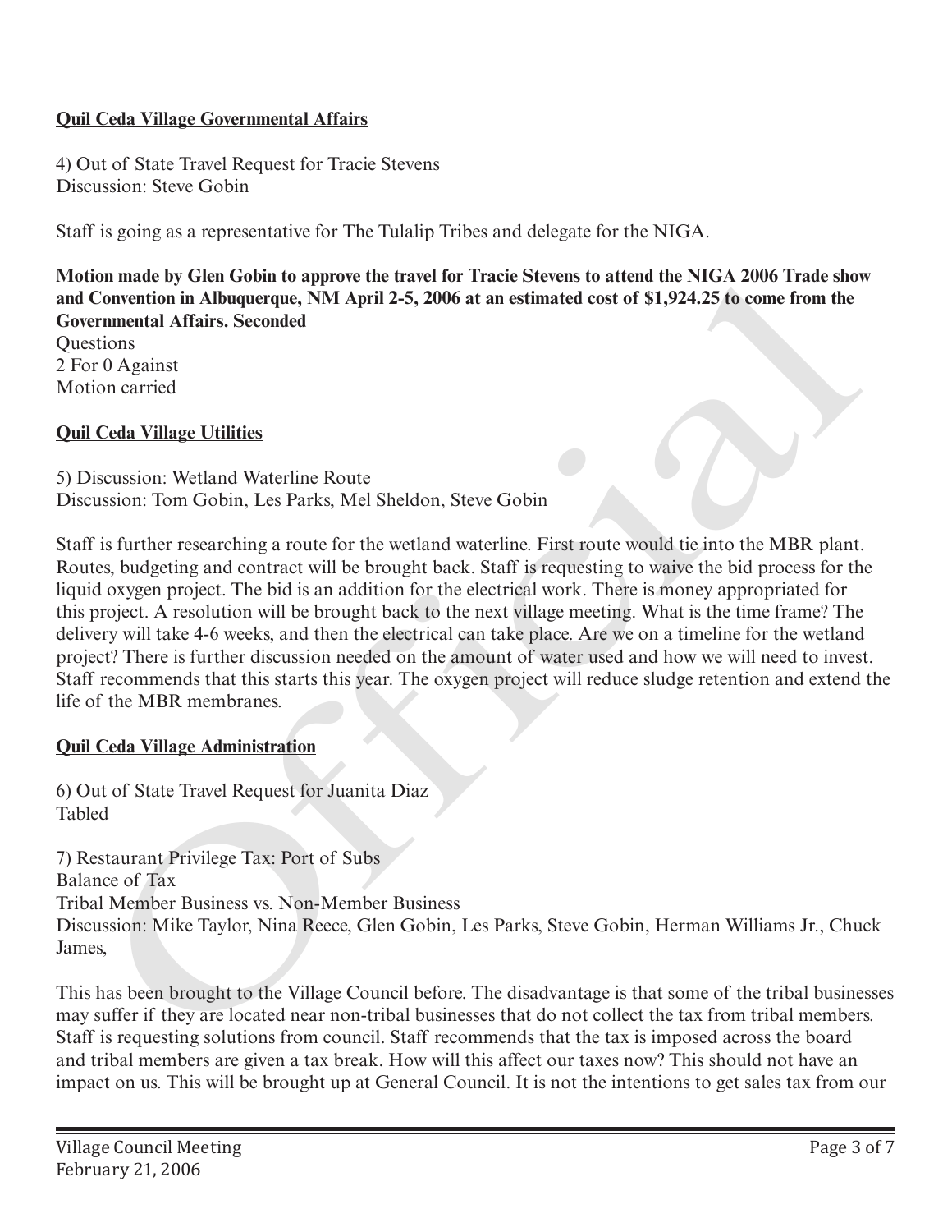**Quil Ceda Village Governmental Affairs**

4) Out of State Travel Request for Tracie Stevens
Discussion: Steve Gobin

Staff is going as a representative for The Tulalip Tribes and delegate for the NIGA.

**Motion made by Glen Gobin to approve the travel for Tracie Stevens to attend the NIGA 2006 Trade show and Convention in Albuquerque, NM April 2-5, 2006 at an estimated cost of $1,924.25 to come from the Governmental Affairs. Seconded**
Questions
2 For 0 Against
Motion carried

**Quil Ceda Village Utilities**

5) Discussion: Wetland Waterline Route
Discussion: Tom Gobin, Les Parks, Mel Sheldon, Steve Gobin

Staff is further researching a route for the wetland waterline. First route would tie into the MBR plant. Routes, budgeting and contract will be brought back. Staff is requesting to waive the bid process for the liquid oxygen project. The bid is an addition for the electrical work. There is money appropriated for this project. A resolution will be brought back to the next village meeting. What is the time frame? The delivery will take 4-6 weeks, and then the electrical can take place. Are we on a timeline for the wetland project? There is further discussion needed on the amount of water used and how we will need to invest. Staff recommends that this starts this year. The oxygen project will reduce sludge retention and extend the life of the MBR membranes.

**Quil Ceda Village Administration**

6) Out of State Travel Request for Juanita Diaz
Tabled

7) Restaurant Privilege Tax: Port of Subs
Balance of Tax
Tribal Member Business vs. Non-Member Business
Discussion: Mike Taylor, Nina Reece, Glen Gobin, Les Parks, Steve Gobin, Herman Williams Jr., Chuck James,

This has been brought to the Village Council before. The disadvantage is that some of the tribal businesses may suffer if they are located near non-tribal businesses that do not collect the tax from tribal members. Staff is requesting solutions from council. Staff recommends that the tax is imposed across the board and tribal members are given a tax break. How will this affect our taxes now? This should not have an impact on us. This will be brought up at General Council. It is not the intentions to get sales tax from our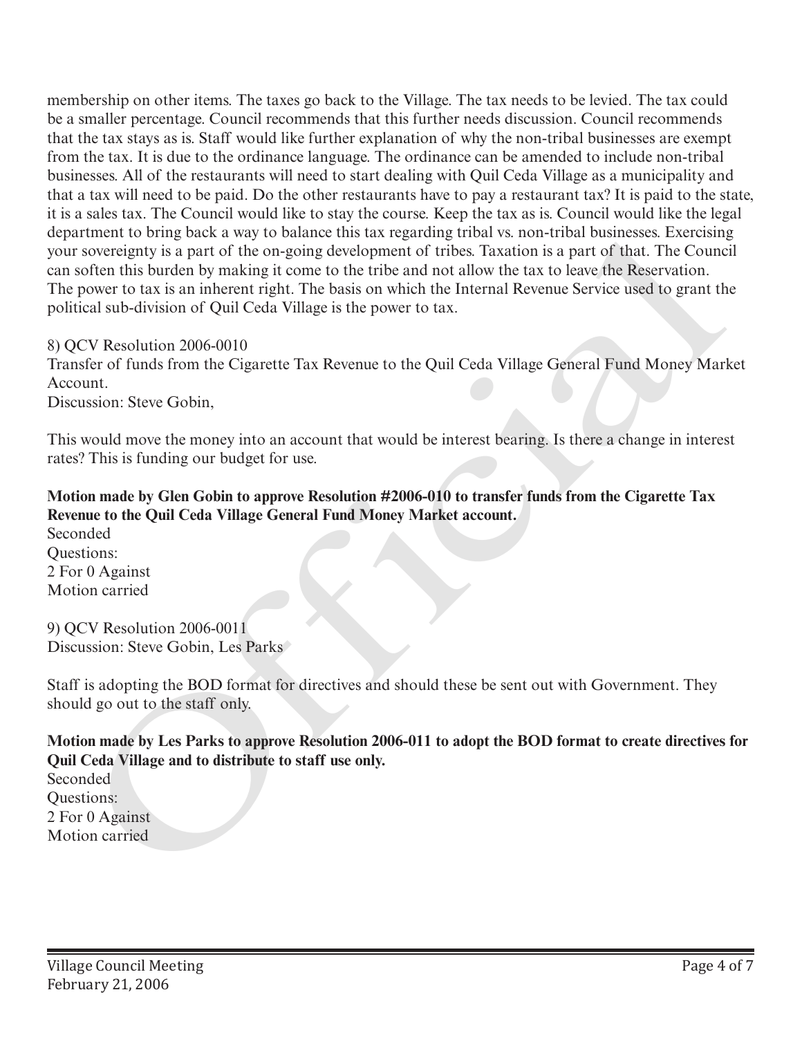membership on other items. The taxes go back to the Village. The tax needs to be levied. The tax could be a smaller percentage. Council recommends that this further needs discussion. Council recommends that the tax stays as is. Staff would like further explanation of why the non-tribal businesses are exempt from the tax. It is due to the ordinance language. The ordinance can be amended to include non-tribal businesses. All of the restaurants will need to start dealing with Quil Ceda Village as a municipality and that a tax will need to be paid. Do the other restaurants have to pay a restaurant tax? It is paid to the state, it is a sales tax. The Council would like to stay the course. Keep the tax as is. Council would like the legal department to bring back a way to balance this tax regarding tribal vs. non-tribal businesses. Exercising your sovereignty is a part of the on-going development of tribes. Taxation is a part of that. The Council can soften this burden by making it come to the tribe and not allow the tax to leave the Reservation. The power to tax is an inherent right. The basis on which the Internal Revenue Service used to grant the political sub-division of Quil Ceda Village is the power to tax.

8) QCV Resolution 2006-0010
Transfer of funds from the Cigarette Tax Revenue to the Quil Ceda Village General Fund Money Market Account.
Discussion: Steve Gobin,

This would move the money into an account that would be interest bearing. Is there a change in interest rates? This is funding our budget for use.

**Motion made by Glen Gobin to approve Resolution #2006-010 to transfer funds from the Cigarette Tax Revenue to the Quil Ceda Village General Fund Money Market account.**
Seconded
Questions:
2 For 0 Against
Motion carried

9) QCV Resolution 2006-0011
Discussion: Steve Gobin, Les Parks

Staff is adopting the BOD format for directives and should these be sent out with Government. They should go out to the staff only.

**Motion made by Les Parks to approve Resolution 2006-011 to adopt the BOD format to create directives for Quil Ceda Village and to distribute to staff use only.**
Seconded
Questions:
2 For 0 Against
Motion carried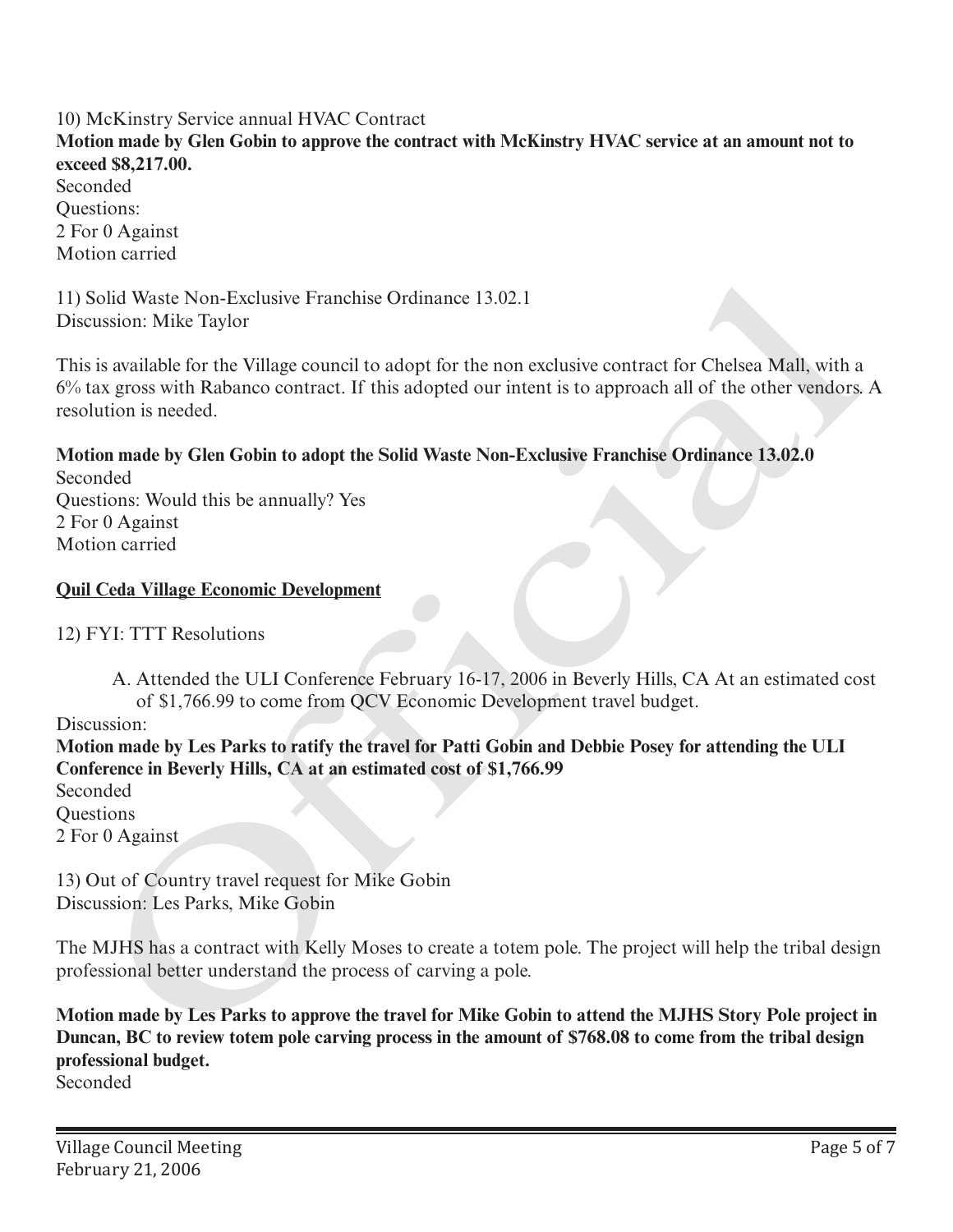10) McKinstry Service annual HVAC Contract

**Motion made by Glen Gobin to approve the contract with McKinstry HVAC service at an amount not to exceed $8,217.00.**

Seconded
Questions:
2 For 0 Against
Motion carried

11) Solid Waste Non-Exclusive Franchise Ordinance 13.02.1
Discussion: Mike Taylor

This is available for the Village council to adopt for the non exclusive contract for Chelsea Mall, with a 6% tax gross with Rabanco contract. If this adopted our intent is to approach all of the other vendors. A resolution is needed.

**Motion made by Glen Gobin to adopt the Solid Waste Non-Exclusive Franchise Ordinance 13.02.0**

Seconded
Questions: Would this be annually? Yes
2 For 0 Against
Motion carried

**Quil Ceda Village Economic Development**

12) FYI: TTT Resolutions

A. Attended the ULI Conference February 16-17, 2006 in Beverly Hills, CA At an estimated cost of $1,766.99 to come from QCV Economic Development travel budget.

Discussion:

**Motion made by Les Parks to ratify the travel for Patti Gobin and Debbie Posey for attending the ULI Conference in Beverly Hills, CA at an estimated cost of $1,766.99**

Seconded
Questions
2 For 0 Against

13) Out of Country travel request for Mike Gobin
Discussion: Les Parks, Mike Gobin

The MJHS has a contract with Kelly Moses to create a totem pole. The project will help the tribal design professional better understand the process of carving a pole.

**Motion made by Les Parks to approve the travel for Mike Gobin to attend the MJHS Story Pole project in Duncan, BC to review totem pole carving process in the amount of $768.08 to come from the tribal design professional budget.**

Seconded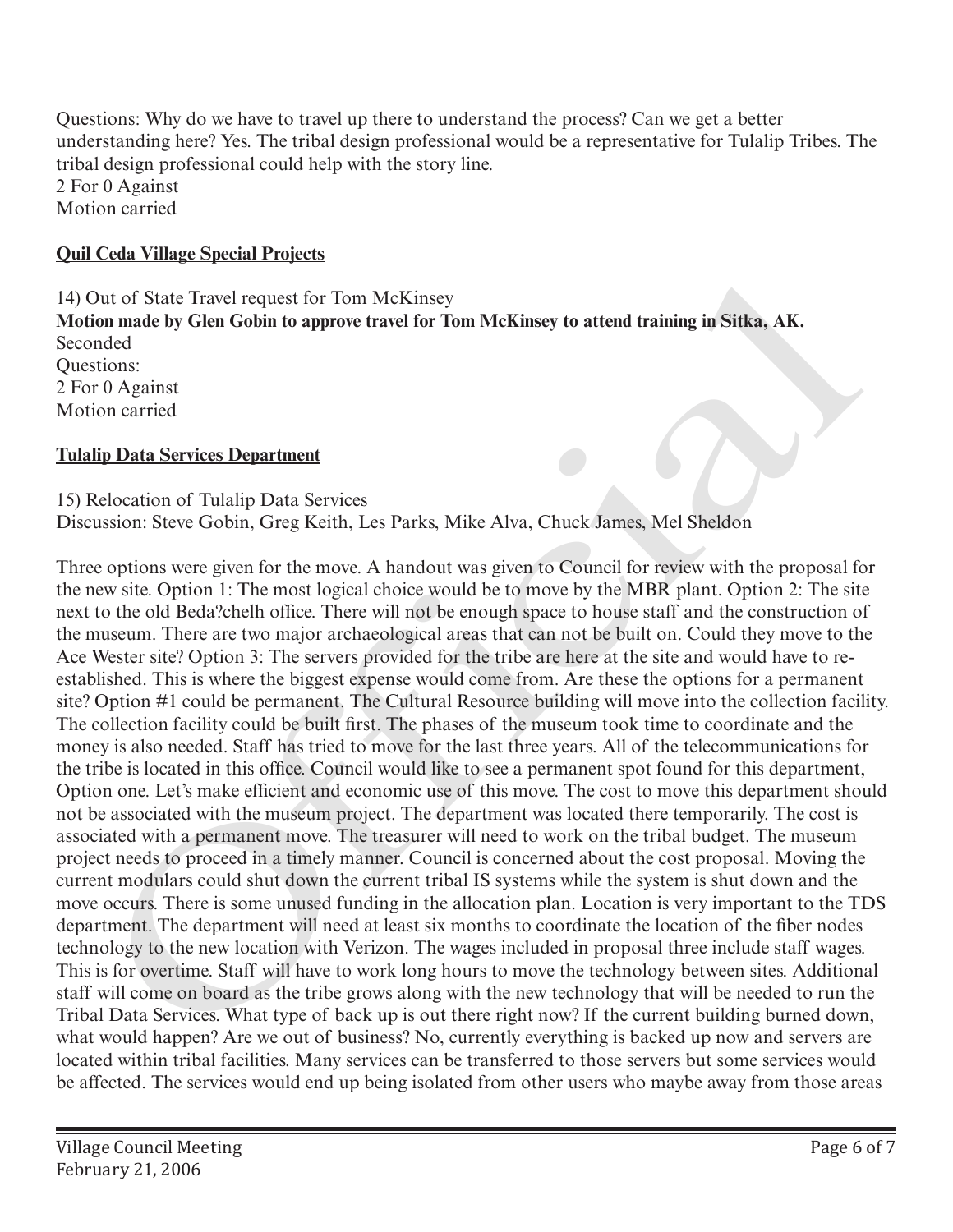Questions: Why do we have to travel up there to understand the process? Can we get a better understanding here? Yes. The tribal design professional would be a representative for Tulalip Tribes. The tribal design professional could help with the story line.
2 For 0 Against
Motion carried

**Quil Ceda Village Special Projects**

14) Out of State Travel request for Tom McKinsey
**Motion made by Glen Gobin to approve travel for Tom McKinsey to attend training in Sitka, AK.**
Seconded
Questions:
2 For 0 Against
Motion carried

**Tulalip Data Services Department**

15) Relocation of Tulalip Data Services
Discussion: Steve Gobin, Greg Keith, Les Parks, Mike Alva, Chuck James, Mel Sheldon

Three options were given for the move. A handout was given to Council for review with the proposal for the new site. Option 1: The most logical choice would be to move by the MBR plant. Option 2: The site next to the old Beda?chelh office. There will not be enough space to house staff and the construction of the museum. There are two major archaeological areas that can not be built on. Could they move to the Ace Wester site? Option 3: The servers provided for the tribe are here at the site and would have to re-established. This is where the biggest expense would come from. Are these the options for a permanent site? Option #1 could be permanent. The Cultural Resource building will move into the collection facility. The collection facility could be built first. The phases of the museum took time to coordinate and the money is also needed. Staff has tried to move for the last three years. All of the telecommunications for the tribe is located in this office. Council would like to see a permanent spot found for this department, Option one. Let's make efficient and economic use of this move. The cost to move this department should not be associated with the museum project. The department was located there temporarily. The cost is associated with a permanent move. The treasurer will need to work on the tribal budget. The museum project needs to proceed in a timely manner. Council is concerned about the cost proposal. Moving the current modulars could shut down the current tribal IS systems while the system is shut down and the move occurs. There is some unused funding in the allocation plan. Location is very important to the TDS department. The department will need at least six months to coordinate the location of the fiber nodes technology to the new location with Verizon. The wages included in proposal three include staff wages. This is for overtime. Staff will have to work long hours to move the technology between sites. Additional staff will come on board as the tribe grows along with the new technology that will be needed to run the Tribal Data Services. What type of back up is out there right now? If the current building burned down, what would happen? Are we out of business? No, currently everything is backed up now and servers are located within tribal facilities. Many services can be transferred to those servers but some services would be affected. The services would end up being isolated from other users who maybe away from those areas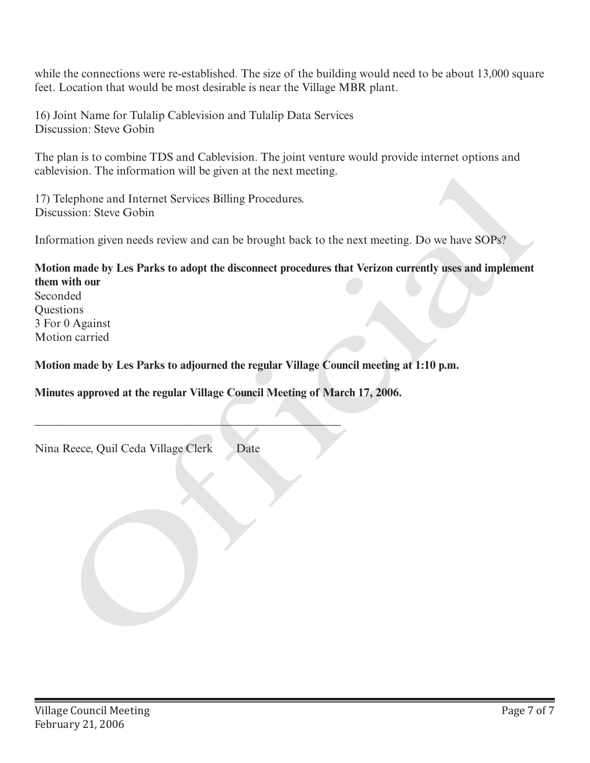while the connections were re-established. The size of the building would need to be about 13,000 square feet. Location that would be most desirable is near the Village MBR plant.

16) Joint Name for Tulalip Cablevision and Tulalip Data Services
Discussion: Steve Gobin

The plan is to combine TDS and Cablevision. The joint venture would provide internet options and cablevision. The information will be given at the next meeting.

17) Telephone and Internet Services Billing Procedures.
Discussion: Steve Gobin

Information given needs review and can be brought back to the next meeting. Do we have SOPs?

**Motion made by Les Parks to adopt the disconnect procedures that Verizon currently uses and implement them with our**
Seconded
Questions
3 For 0 Against
Motion carried

**Motion made by Les Parks to adjourned the regular Village Council meeting at 1:10 p.m.**

**Minutes approved at the regular Village Council Meeting of March 17, 2006.**

_______________________________________________________

Nina Reece, Quil Ceda Village Clerk Date